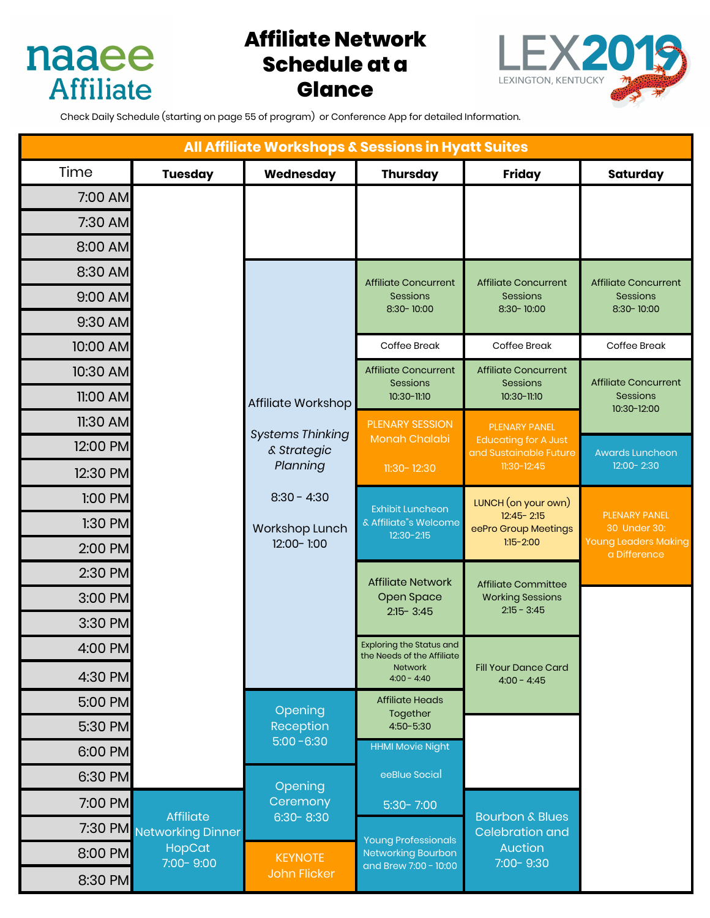# Affiliate Network Schedule at a Glance

naaee Affiliate

LEX2019 LEXINGTON, KENTUCKY

Check Daily Schedule (starting on page 55 of program) or Conference App for detailed Information.

## All Affiliate Workshops & Sessions in Hyatt Suites

| Time | Tuesday | Wednesday | Thursday | Friday | Saturday |
|---|---|---|---|---|---|
| 7:00 AM | | | | | |
| 7:30 AM | | | | | |
| 8:00 AM | | | | | |
| 8:30 AM | | Affiliate Workshop *Systems Thinking & Strategic Planning* 8:30 - 4:30 Workshop Lunch 12:00- 1:00 | Affiliate Concurrent Sessions 8:30- 10:00 | Affiliate Concurrent Sessions 8:30- 10:00 | Affiliate Concurrent Sessions 8:30- 10:00 |
| 9:00 AM | | | | | |
| 9:30 AM | | | | | |
| 10:00 AM | | | Coffee Break | Coffee Break | Coffee Break |
| 10:30 AM | | | Affiliate Concurrent Sessions 10:30-11:10 | Affiliate Concurrent Sessions 10:30-11:10 | Affiliate Concurrent Sessions 10:30-12:00 |
| 11:00 AM | | | | | |
| 11:30 AM | | | PLENARY SESSION Monah Chalabi 11:30- 12:30 | PLENARY PANEL Educating for A Just and Sustainable Future 11:30-12:45 | |
| 12:00 PM | | | | | Awards Luncheon 12:00- 2:30 |
| 12:30 PM | | | Exhibit Luncheon & Affiliate"s Welcome 12:30-2:15 | | |
| 1:00 PM | | | | LUNCH (on your own) 12:45- 2:15 eePro Group Meetings 1:15-2:00 | PLENARY PANEL 30 Under 30: Young Leaders Making a Difference |
| 1:30 PM | | | | | |
| 2:00 PM | | | | | |
| 2:30 PM | | | Affiliate Network Open Space 2:15- 3:45 | Affiliate Committee Working Sessions 2:15 - 3:45 | |
| 3:00 PM | | | | | |
| 3:30 PM | | | | | |
| 4:00 PM | | | Exploring the Status and the Needs of the Affiliate Network 4:00 - 4:40 | Fill Your Dance Card 4:00 - 4:45 | |
| 4:30 PM | | | | | |
| 5:00 PM | | Opening Reception 5:00 -6:30 | Affiliate Heads Together 4:50-5:30 | | |
| 5:30 PM | | | HHMI Movie Night eeBlue Social 5:30- 7:00 | | |
| 6:00 PM | | | | | |
| 6:30 PM | | Opening Ceremony 6:30- 8:30 | | | |
| 7:00 PM | Affiliate Networking Dinner HopCat 7:00- 9:00 | | Young Professionals Networking Bourbon and Brew 7:00 - 10:00 | Bourbon & Blues Celebration and Auction 7:00- 9:30 | |
| 7:30 PM | | | | | |
| 8:00 PM | | KEYNOTE John Flicker | | | |
| 8:30 PM | | | | | |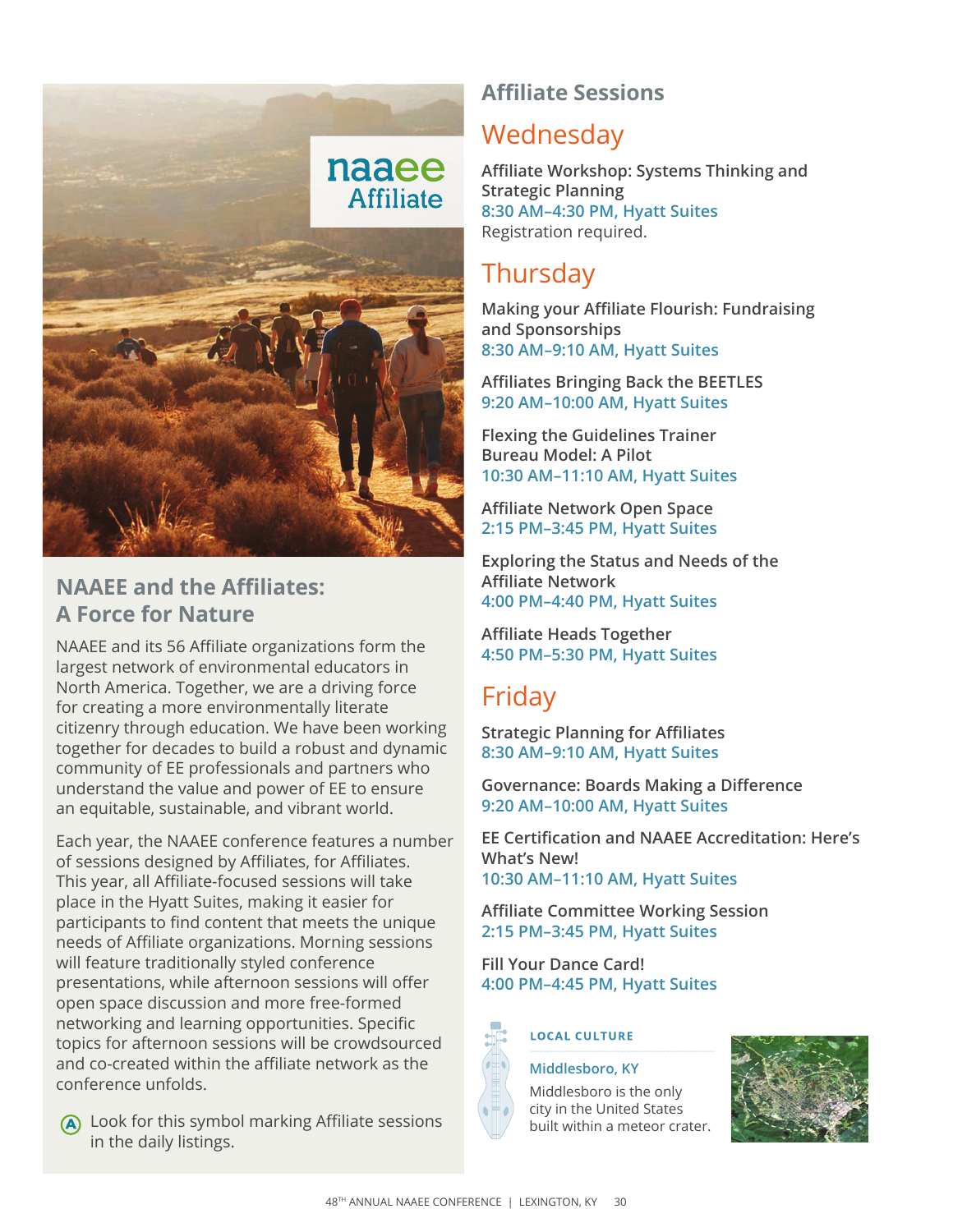naaee Affiliate

## NAAEE and the Affiliates: A Force for Nature

NAAEE and its 56 Affiliate organizations form the largest network of environmental educators in North America. Together, we are a driving force for creating a more environmentally literate citizenry through education. We have been working together for decades to build a robust and dynamic community of EE professionals and partners who understand the value and power of EE to ensure an equitable, sustainable, and vibrant world.

Each year, the NAAEE conference features a number of sessions designed by Affiliates, for Affiliates. This year, all Affiliate-focused sessions will take place in the Hyatt Suites, making it easier for participants to find content that meets the unique needs of Affiliate organizations. Morning sessions will feature traditionally styled conference presentations, while afternoon sessions will offer open space discussion and more free-formed networking and learning opportunities. Specific topics for afternoon sessions will be crowdsourced and co-created within the affiliate network as the conference unfolds.

(A) Look for this symbol marking Affiliate sessions in the daily listings.

# Affiliate Sessions

## Wednesday

**Affiliate Workshop: Systems Thinking and Strategic Planning**
8:30 AM–4:30 PM, Hyatt Suites
Registration required.

## Thursday

**Making your Affiliate Flourish: Fundraising and Sponsorships**
8:30 AM–9:10 AM, Hyatt Suites

**Affiliates Bringing Back the BEETLES**
9:20 AM–10:00 AM, Hyatt Suites

**Flexing the Guidelines Trainer Bureau Model: A Pilot**
10:30 AM–11:10 AM, Hyatt Suites

**Affiliate Network Open Space**
2:15 PM–3:45 PM, Hyatt Suites

**Exploring the Status and Needs of the Affiliate Network**
4:00 PM–4:40 PM, Hyatt Suites

**Affiliate Heads Together**
4:50 PM–5:30 PM, Hyatt Suites

## Friday

**Strategic Planning for Affiliates**
8:30 AM–9:10 AM, Hyatt Suites

**Governance: Boards Making a Difference**
9:20 AM–10:00 AM, Hyatt Suites

**EE Certification and NAAEE Accreditation: Here's What's New!**
10:30 AM–11:10 AM, Hyatt Suites

**Affiliate Committee Working Session**
2:15 PM–3:45 PM, Hyatt Suites

**Fill Your Dance Card!**
4:00 PM–4:45 PM, Hyatt Suites

**LOCAL CULTURE**

**Middlesboro, KY**

Middlesboro is the only city in the United States built within a meteor crater.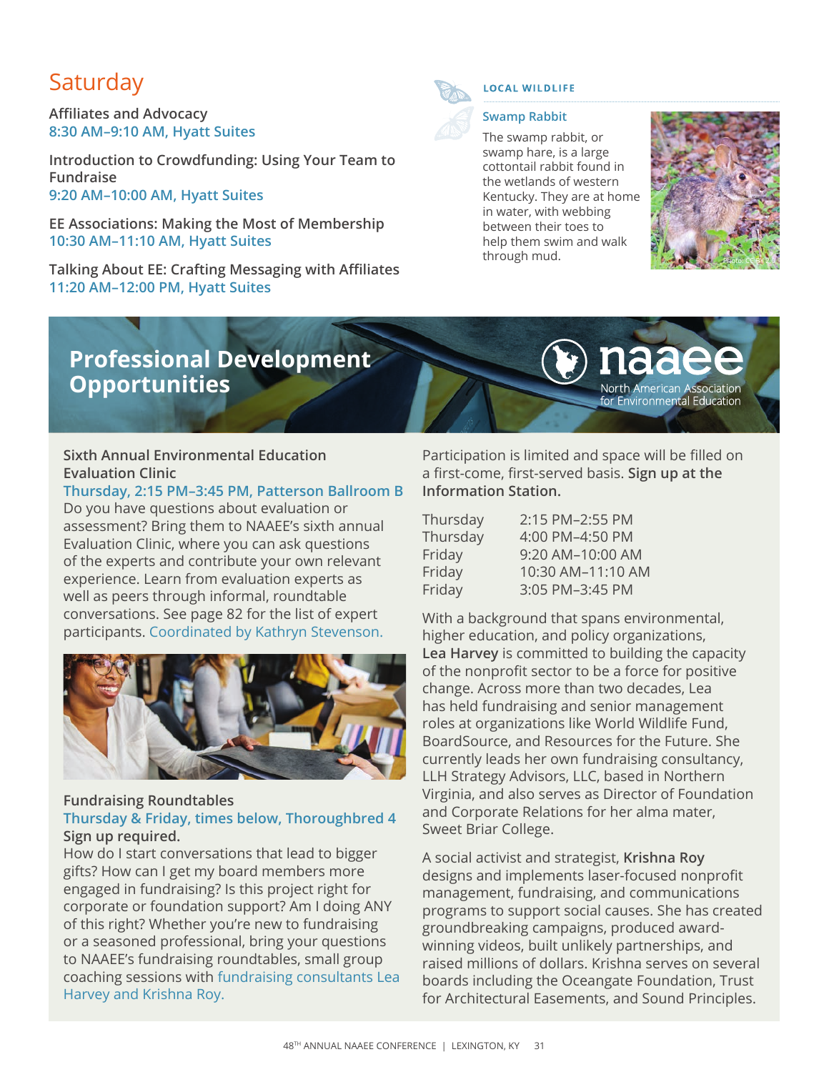## Saturday

Affiliates and Advocacy
8:30 AM–9:10 AM, Hyatt Suites

Introduction to Crowdfunding: Using Your Team to Fundraise
9:20 AM–10:00 AM, Hyatt Suites

EE Associations: Making the Most of Membership
10:30 AM–11:10 AM, Hyatt Suites

Talking About EE: Crafting Messaging with Affiliates
11:20 AM–12:00 PM, Hyatt Suites

**LOCAL WILDLIFE**

### Swamp Rabbit

The swamp rabbit, or swamp hare, is a large cottontail rabbit found in the wetlands of western Kentucky. They are at home in water, with webbing between their toes to help them swim and walk through mud.

## Professional Development Opportunities

naaee North American Association for Environmental Education

**Sixth Annual Environmental Education Evaluation Clinic**
Thursday, 2:15 PM–3:45 PM, Patterson Ballroom B

Do you have questions about evaluation or assessment? Bring them to NAAEE's sixth annual Evaluation Clinic, where you can ask questions of the experts and contribute your own relevant experience. Learn from evaluation experts as well as peers through informal, roundtable conversations. See page 82 for the list of expert participants. Coordinated by Kathryn Stevenson.

**Fundraising Roundtables**
Thursday & Friday, times below, Thoroughbred 4
**Sign up required.**

How do I start conversations that lead to bigger gifts? How can I get my board members more engaged in fundraising? Is this project right for corporate or foundation support? Am I doing ANY of this right? Whether you're new to fundraising or a seasoned professional, bring your questions to NAAEE's fundraising roundtables, small group coaching sessions with fundraising consultants Lea Harvey and Krishna Roy.

Participation is limited and space will be filled on a first-come, first-served basis. **Sign up at the Information Station.**

| | |
|---|---|
| Thursday | 2:15 PM–2:55 PM |
| Thursday | 4:00 PM–4:50 PM |
| Friday | 9:20 AM–10:00 AM |
| Friday | 10:30 AM–11:10 AM |
| Friday | 3:05 PM–3:45 PM |

With a background that spans environmental, higher education, and policy organizations, **Lea Harvey** is committed to building the capacity of the nonprofit sector to be a force for positive change. Across more than two decades, Lea has held fundraising and senior management roles at organizations like World Wildlife Fund, BoardSource, and Resources for the Future. She currently leads her own fundraising consultancy, LLH Strategy Advisors, LLC, based in Northern Virginia, and also serves as Director of Foundation and Corporate Relations for her alma mater, Sweet Briar College.

A social activist and strategist, **Krishna Roy** designs and implements laser-focused nonprofit management, fundraising, and communications programs to support social causes. She has created groundbreaking campaigns, produced award-winning videos, built unlikely partnerships, and raised millions of dollars. Krishna serves on several boards including the Oceangate Foundation, Trust for Architectural Easements, and Sound Principles.